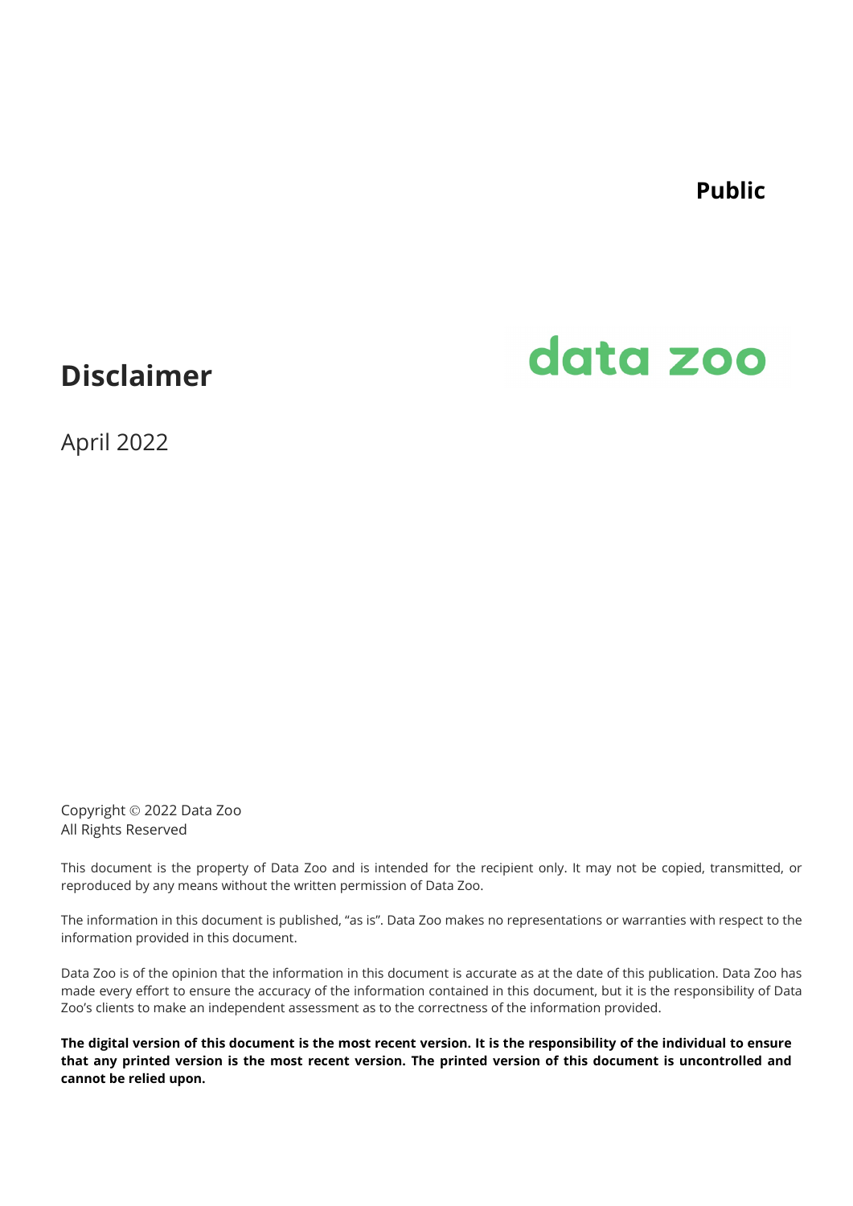**Public**

data zoo

# Disclaimer

April 2022

Copyright © 2022 Data Zoo
All Rights Reserved

This document is the property of Data Zoo and is intended for the recipient only. It may not be copied, transmitted, or reproduced by any means without the written permission of Data Zoo.

The information in this document is published, "as is". Data Zoo makes no representations or warranties with respect to the information provided in this document.

Data Zoo is of the opinion that the information in this document is accurate as at the date of this publication. Data Zoo has made every effort to ensure the accuracy of the information contained in this document, but it is the responsibility of Data Zoo's clients to make an independent assessment as to the correctness of the information provided.

**The digital version of this document is the most recent version. It is the responsibility of the individual to ensure that any printed version is the most recent version. The printed version of this document is uncontrolled and cannot be relied upon.**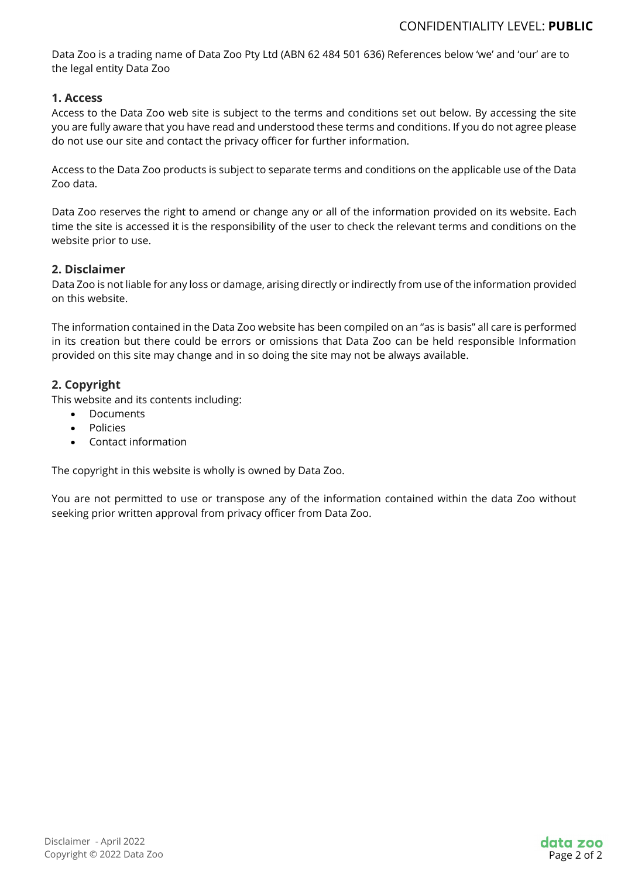Data Zoo is a trading name of Data Zoo Pty Ltd (ABN 62 484 501 636) References below 'we' and 'our' are to the legal entity Data Zoo

### 1. Access

Access to the Data Zoo web site is subject to the terms and conditions set out below. By accessing the site you are fully aware that you have read and understood these terms and conditions. If you do not agree please do not use our site and contact the privacy officer for further information.

Access to the Data Zoo products is subject to separate terms and conditions on the applicable use of the Data Zoo data.

Data Zoo reserves the right to amend or change any or all of the information provided on its website. Each time the site is accessed it is the responsibility of the user to check the relevant terms and conditions on the website prior to use.

### 2. Disclaimer

Data Zoo is not liable for any loss or damage, arising directly or indirectly from use of the information provided on this website.

The information contained in the Data Zoo website has been compiled on an "as is basis" all care is performed in its creation but there could be errors or omissions that Data Zoo can be held responsible Information provided on this site may change and in so doing the site may not be always available.

### 2. Copyright

This website and its contents including:

- Documents
- Policies
- Contact information

The copyright in this website is wholly is owned by Data Zoo.

You are not permitted to use or transpose any of the information contained within the data Zoo without seeking prior written approval from privacy officer from Data Zoo.